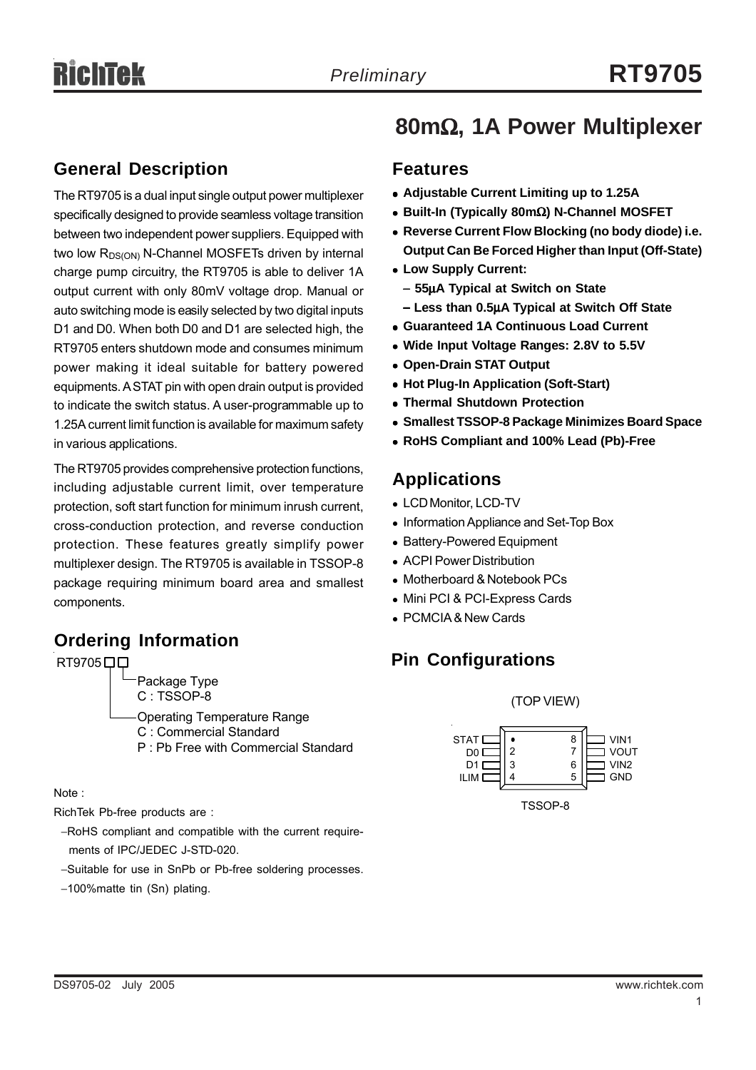# 80mΩ, 1A Power Multiplexer

## General Description

The RT9705 is a dual input single output power multiplexer specifically designed to provide seamless voltage transition between two independent power suppliers. Equipped with two low $R_{DS(ON)}$ N-Channel MOSFETs driven by internal charge pump circuitry, the RT9705 is able to deliver 1A output current with only 80mV voltage drop. Manual or auto switching mode is easily selected by two digital inputs D1 and D0. When both D0 and D1 are selected high, the RT9705 enters shutdown mode and consumes minimum power making it ideal suitable for battery powered equipments. A STAT pin with open drain output is provided to indicate the switch status. A user-programmable up to 1.25A current limit function is available for maximum safety in various applications.

The RT9705 provides comprehensive protection functions, including adjustable current limit, over temperature protection, soft start function for minimum inrush current, cross-conduction protection, and reverse conduction protection. These features greatly simplify power multiplexer design. The RT9705 is available in TSSOP-8 package requiring minimum board area and smallest components.

## Ordering Information

RT9705□□

- Package Type
  - C : TSSOP-8
- Operating Temperature Range
  - C : Commercial Standard
  - P : Pb Free with Commercial Standard

Note :

RichTek Pb-free products are :

- −RoHS compliant and compatible with the current requirements of IPC/JEDEC J-STD-020.
- −Suitable for use in SnPb or Pb-free soldering processes.
- −100%matte tin (Sn) plating.

## Features

- **Adjustable Current Limiting up to 1.25A**
- **Built-In (Typically 80mΩ) N-Channel MOSFET**
- **Reverse Current Flow Blocking (no body diode) i.e. Output Can Be Forced Higher than Input (Off-State)**
- **Low Supply Current:**
  - **55μA Typical at Switch on State**
  - **Less than 0.5μA Typical at Switch Off State**
- **Guaranteed 1A Continuous Load Current**
- **Wide Input Voltage Ranges: 2.8V to 5.5V**
- **Open-Drain STAT Output**
- **Hot Plug-In Application (Soft-Start)**
- **Thermal Shutdown Protection**
- **Smallest TSSOP-8 Package Minimizes Board Space**
- **RoHS Compliant and 100% Lead (Pb)-Free**

## Applications

- LCD Monitor, LCD-TV
- Information Appliance and Set-Top Box
- Battery-Powered Equipment
- ACPI Power Distribution
- Motherboard & Notebook PCs
- Mini PCI & PCI-Express Cards
- PCMCIA & New Cards

## Pin Configurations

(TOP VIEW)

STAT 1 | 8 VIN1
D0 2 | 7 VOUT
D1 3 | 6 VIN2
ILIM 4 | 5 GND

TSSOP-8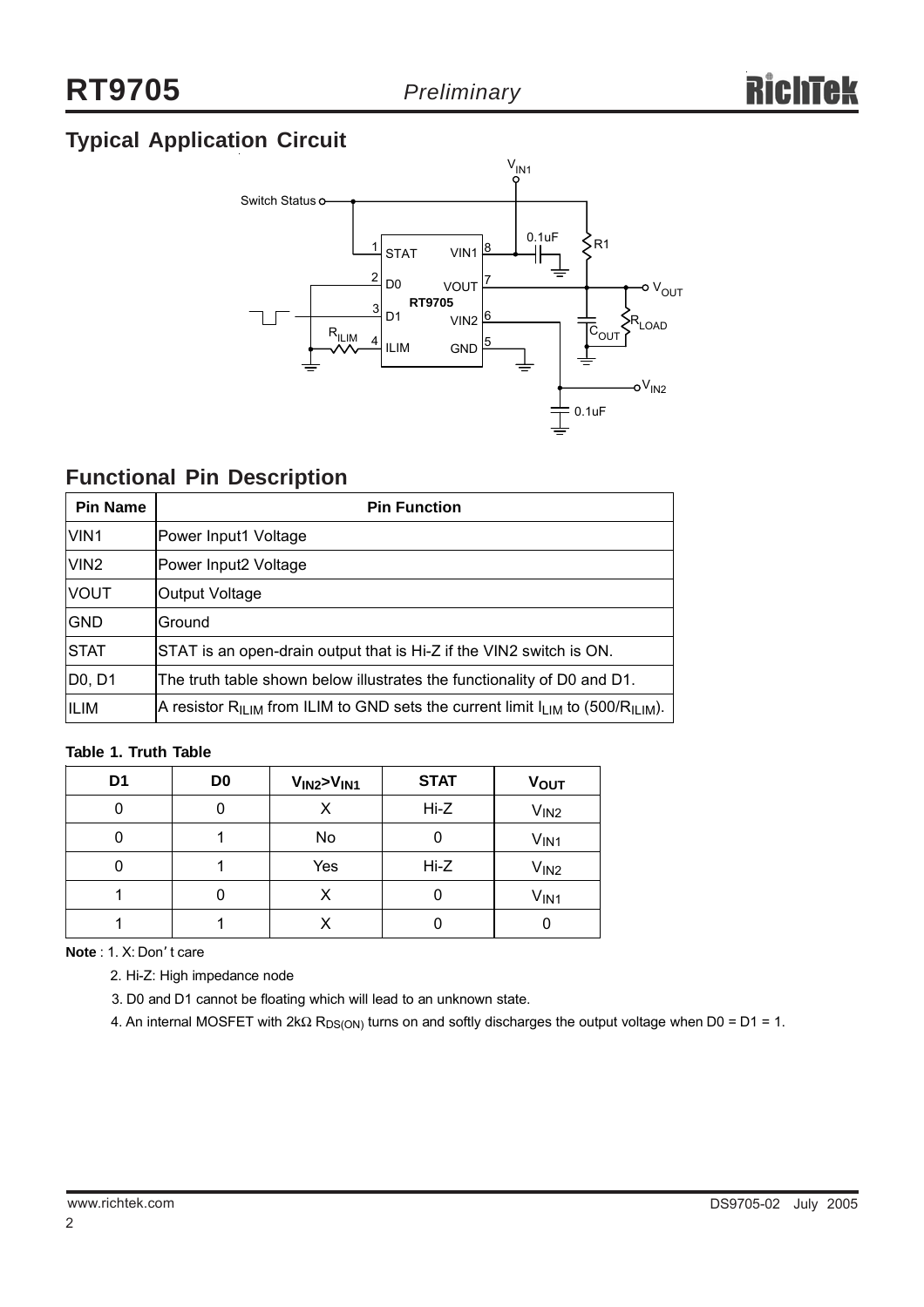## Typical Application Circuit

Switch Status

$V_{IN1}$

1 STAT

2 D0

3 D1

4 ILIM

8 VIN1

7 VOUT

6 VIN2

5 GND

RT9705

0.1uF

R1

$V_{OUT}$

$R_{ILIM}$

$C_{OUT}$

$R_{LOAD}$

$V_{IN2}$

0.1uF

## Functional Pin Description

| Pin Name | Pin Function |
|---|---|
| VIN1 | Power Input1 Voltage |
| VIN2 | Power Input2 Voltage |
| VOUT | Output Voltage |
| GND | Ground |
| STAT | STAT is an open-drain output that is Hi-Z if the VIN2 switch is ON. |
| D0, D1 | The truth table shown below illustrates the functionality of D0 and D1. |
| ILIM | A resistor $R_{ILIM}$ from ILIM to GND sets the current limit $I_{LIM}$ to $(500/R_{ILIM})$. |

**Table 1. Truth Table**

| D1 | D0 | $V_{IN2}>V_{IN1}$ | STAT | $V_{OUT}$ |
|---|---|---|---|---|
| 0 | 0 | X | Hi-Z | $V_{IN2}$ |
| 0 | 1 | No | 0 | $V_{IN1}$ |
| 0 | 1 | Yes | Hi-Z | $V_{IN2}$ |
| 1 | 0 | X | 0 | $V_{IN1}$ |
| 1 | 1 | X | 0 | 0 |

**Note** : 1. X: Don't care

2. Hi-Z: High impedance node

3. D0 and D1 cannot be floating which will lead to an unknown state.

4. An internal MOSFET with 2kΩ $R_{DS(ON)}$ turns on and softly discharges the output voltage when D0 = D1 = 1.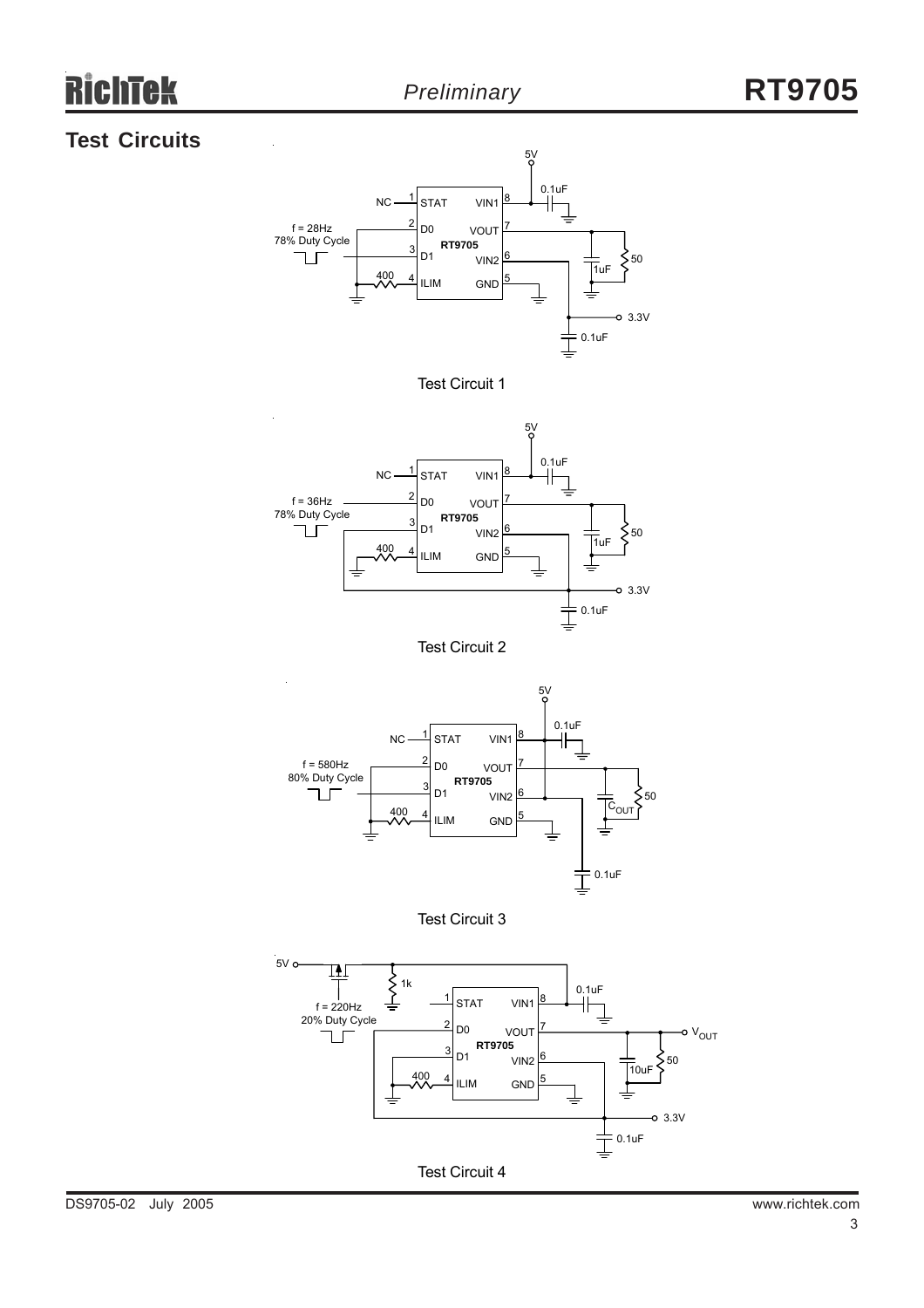## Test Circuits

5V

0.1uF

NC

1 STAT

VIN1 8

f = 28Hz

78% Duty Cycle

2 D0

VOUT 7

RT9705

3 D1

VIN2 6

400

4 ILIM

GND 5

1uF

50

3.3V

0.1uF

Test Circuit 1

5V

0.1uF

NC

1 STAT

VIN1 8

f = 36Hz

78% Duty Cycle

2 D0

VOUT 7

RT9705

3 D1

VIN2 6

400

4 ILIM

GND 5

1uF

50

3.3V

0.1uF

Test Circuit 2

5V

0.1uF

NC

1 STAT

VIN1 8

f = 580Hz

80% Duty Cycle

2 D0

VOUT 7

RT9705

3 D1

VIN2 6

400

4 ILIM

GND 5

$C_{OUT}$

50

0.1uF

Test Circuit 3

5V

1k

f = 220Hz

20% Duty Cycle

0.1uF

1 STAT

VIN1 8

2 D0

VOUT 7

$V_{OUT}$

RT9705

3 D1

VIN2 6

400

4 ILIM

GND 5

10uF

50

3.3V

0.1uF

Test Circuit 4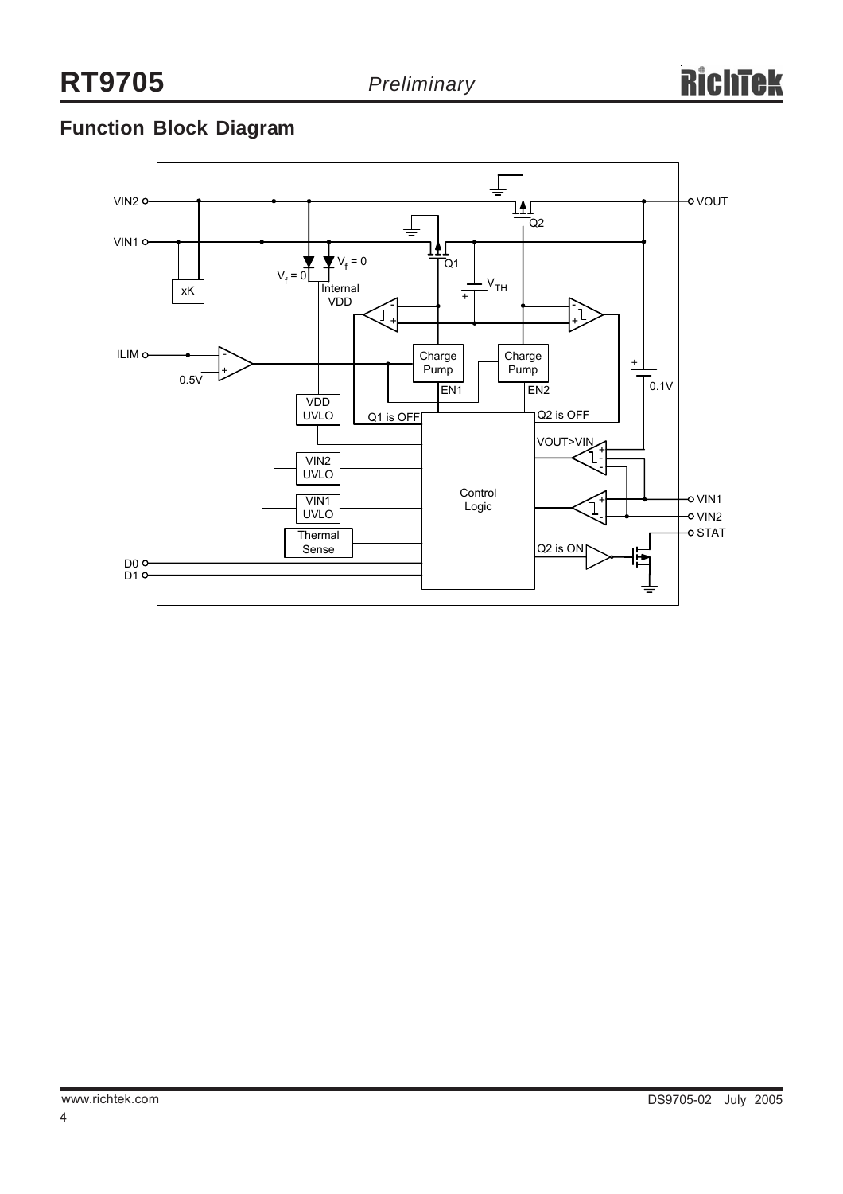## Function Block Diagram

VIN2
VIN1
ILIM
0.5V
xK
$V_f = 0$
$V_f = 0$
Internal VDD
Q1
Q2
$V_{TH}$
Charge Pump
Charge Pump
EN1
EN2
VDD UVLO
VIN2 UVLO
VIN1 UVLO
Thermal Sense
Q1 is OFF
Q2 is OFF
Control Logic
VOUT>VIN
Q2 is ON
0.1V
VOUT
VIN1
VIN2
STAT
D0
D1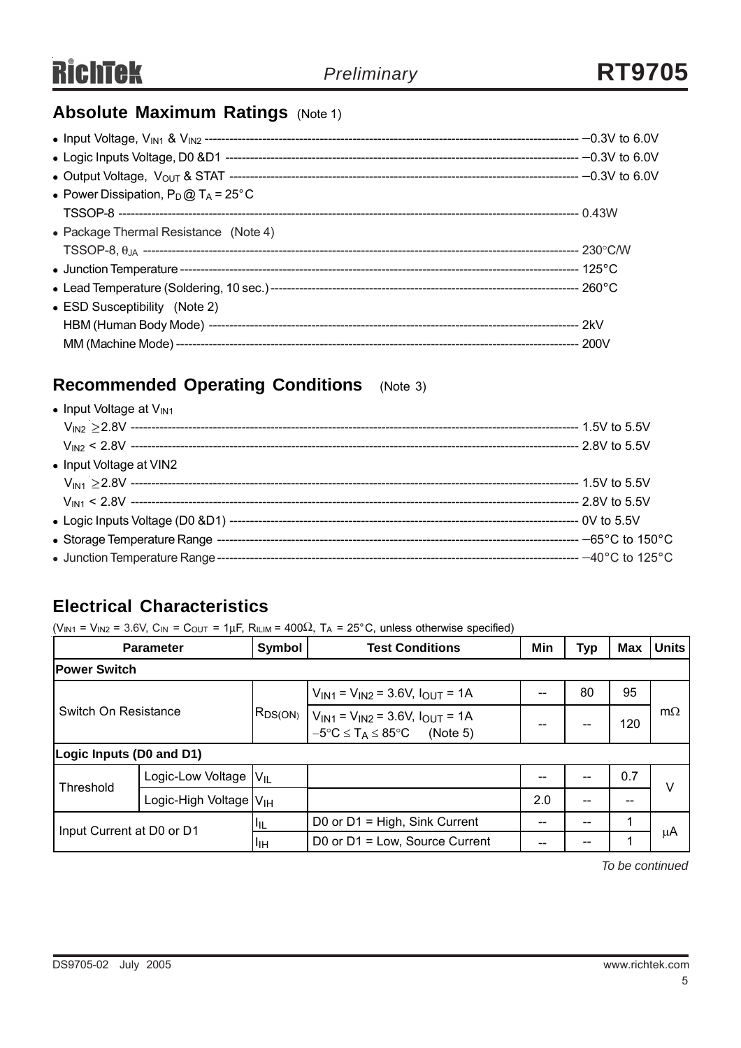## Absolute Maximum Ratings (Note 1)

- Input Voltage, $V_{IN1}$ & $V_{IN2}$ ---------- −0.3V to 6.0V
- Logic Inputs Voltage, D0 &D1 ---------- −0.3V to 6.0V
- Output Voltage, $V_{OUT}$ & STAT ---------- −0.3V to 6.0V
- Power Dissipation, $P_D$ @ $T_A$ = 25°C
  TSSOP-8 ---------- 0.43W
- Package Thermal Resistance (Note 4)
  TSSOP-8, $\theta_{JA}$ ---------- 230°C/W
- Junction Temperature ---------- 125°C
- Lead Temperature (Soldering, 10 sec.) ---------- 260°C
- ESD Susceptibility (Note 2)
  HBM (Human Body Mode) ---------- 2kV
  MM (Machine Mode) ---------- 200V

## Recommended Operating Conditions (Note 3)

- Input Voltage at $V_{IN1}$
  $V_{IN2} \geq 2.8V$ ---------- 1.5V to 5.5V
  $V_{IN2} < 2.8V$ ---------- 2.8V to 5.5V
- Input Voltage at VIN2
  $V_{IN1} \geq 2.8V$ ---------- 1.5V to 5.5V
  $V_{IN1} < 2.8V$ ---------- 2.8V to 5.5V
- Logic Inputs Voltage (D0 &D1) ---------- 0V to 5.5V
- Storage Temperature Range ---------- −65°C to 150°C
- Junction Temperature Range ---------- −40°C to 125°C

## Electrical Characteristics

($V_{IN1}$ = $V_{IN2}$ = 3.6V, $C_{IN}$ = $C_{OUT}$ = 1μF, $R_{ILIM}$ = 400Ω, $T_A$ = 25°C, unless otherwise specified)

| Parameter | | Symbol | Test Conditions | Min | Typ | Max | Units |
|---|---|---|---|---|---|---|---|
| **Power Switch** | | | | | | | |
| Switch On Resistance | | $R_{DS(ON)}$ | $V_{IN1}$ = $V_{IN2}$ = 3.6V, $I_{OUT}$ = 1A | -- | 80 | 95 | mΩ |
| | | | $V_{IN1}$ = $V_{IN2}$ = 3.6V, $I_{OUT}$ = 1A $-5°C \leq T_A \leq 85°C$ (Note 5) | -- | -- | 120 | |
| **Logic Inputs (D0 and D1)** | | | | | | | |
| Threshold | Logic-Low Voltage | $V_{IL}$ | | -- | -- | 0.7 | V |
| | Logic-High Voltage | $V_{IH}$ | | 2.0 | -- | -- | |
| Input Current at D0 or D1 | | $I_{IL}$ | D0 or D1 = High, Sink Current | -- | -- | 1 | μA |
| | | $I_{IH}$ | D0 or D1 = Low, Source Current | -- | -- | 1 | |

*To be continued*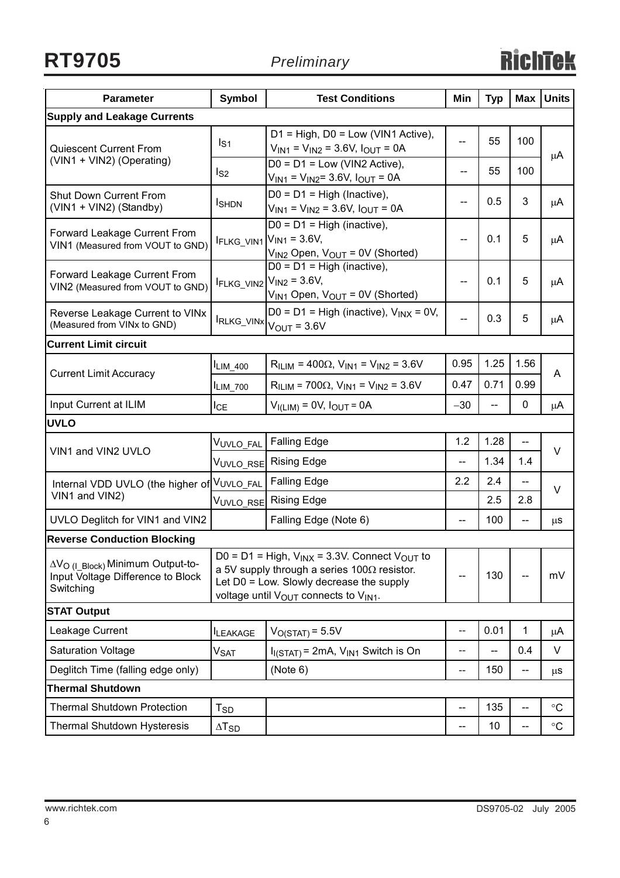| Parameter | Symbol | Test Conditions | Min | Typ | Max | Units |
|---|---|---|---|---|---|---|
| **Supply and Leakage Currents** | | | | | | |
| Quiescent Current From (VIN1 + VIN2) (Operating) | $I_{S1}$ | D1 = High, D0 = Low (VIN1 Active), $V_{IN1} = V_{IN2} = 3.6V$, $I_{OUT} = 0A$ | -- | 55 | 100 | μA |
| | $I_{S2}$ | D0 = D1 = Low (VIN2 Active), $V_{IN1} = V_{IN2} = 3.6V$, $I_{OUT} = 0A$ | -- | 55 | 100 | |
| Shut Down Current From (VIN1 + VIN2) (Standby) | $I_{SHDN}$ | D0 = D1 = High (Inactive), $V_{IN1} = V_{IN2} = 3.6V$, $I_{OUT} = 0A$ | -- | 0.5 | 3 | μA |
| Forward Leakage Current From VIN1 (Measured from VOUT to GND) | $I_{FLKG\_VIN1}$ | D0 = D1 = High (inactive), $V_{IN1} = 3.6V$, $V_{IN2}$ Open, $V_{OUT} = 0V$ (Shorted) | -- | 0.1 | 5 | μA |
| Forward Leakage Current From VIN2 (Measured from VOUT to GND) | $I_{FLKG\_VIN2}$ | D0 = D1 = High (inactive), $V_{IN2} = 3.6V$, $V_{IN1}$ Open, $V_{OUT} = 0V$ (Shorted) | -- | 0.1 | 5 | μA |
| Reverse Leakage Current to VINx (Measured from VINx to GND) | $I_{RLKG\_VINx}$ | D0 = D1 = High (inactive), $V_{INX} = 0V$, $V_{OUT} = 3.6V$ | -- | 0.3 | 5 | μA |
| **Current Limit circuit** | | | | | | |
| Current Limit Accuracy | $I_{LIM\_400}$ | $R_{ILIM} = 400\Omega$, $V_{IN1} = V_{IN2} = 3.6V$ | 0.95 | 1.25 | 1.56 | A |
| | $I_{LIM\_700}$ | $R_{ILIM} = 700\Omega$, $V_{IN1} = V_{IN2} = 3.6V$ | 0.47 | 0.71 | 0.99 | |
| Input Current at ILIM | $I_{CE}$ | $V_{I(LIM)} = 0V$, $I_{OUT} = 0A$ | −30 | -- | 0 | μA |
| **UVLO** | | | | | | |
| VIN1 and VIN2 UVLO | $V_{UVLO\_FAL}$ | Falling Edge | 1.2 | 1.28 | -- | V |
| | $V_{UVLO\_RSE}$ | Rising Edge | -- | 1.34 | 1.4 | |
| Internal VDD UVLO (the higher of VIN1 and VIN2) | $V_{UVLO\_FAL}$ | Falling Edge | 2.2 | 2.4 | -- | V |
| | $V_{UVLO\_RSE}$ | Rising Edge | | 2.5 | 2.8 | |
| UVLO Deglitch for VIN1 and VIN2 | | Falling Edge (Note 6) | -- | 100 | -- | μs |
| **Reverse Conduction Blocking** | | | | | | |
| $\Delta V_{O\ (I\_Block)}$ Minimum Output-to-Input Voltage Difference to Block Switching | | D0 = D1 = High, $V_{INX} = 3.3V$. Connect $V_{OUT}$ to a 5V supply through a series 100Ω resistor. Let D0 = Low. Slowly decrease the supply voltage until $V_{OUT}$ connects to $V_{IN1}$. | -- | 130 | -- | mV |
| **STAT Output** | | | | | | |
| Leakage Current | $I_{LEAKAGE}$ | $V_{O(STAT)} = 5.5V$ | -- | 0.01 | 1 | μA |
| Saturation Voltage | $V_{SAT}$ | $I_{I(STAT)} = 2mA$, $V_{IN1}$ Switch is On | -- | -- | 0.4 | V |
| Deglitch Time (falling edge only) | | (Note 6) | -- | 150 | -- | μs |
| **Thermal Shutdown** | | | | | | |
| Thermal Shutdown Protection | $T_{SD}$ | | -- | 135 | -- | °C |
| Thermal Shutdown Hysteresis | $\Delta T_{SD}$ | | -- | 10 | -- | °C |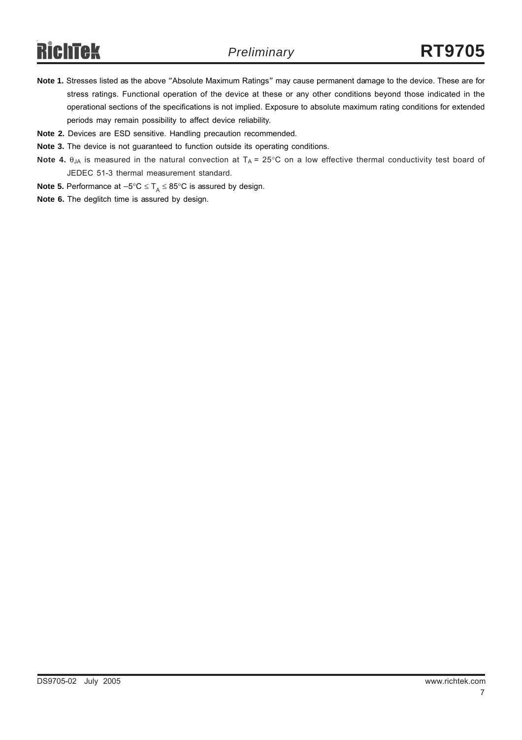**Note 1.** Stresses listed as the above "Absolute Maximum Ratings" may cause permanent damage to the device. These are for stress ratings. Functional operation of the device at these or any other conditions beyond those indicated in the operational sections of the specifications is not implied. Exposure to absolute maximum rating conditions for extended periods may remain possibility to affect device reliability.

**Note 2.** Devices are ESD sensitive. Handling precaution recommended.

**Note 3.** The device is not guaranteed to function outside its operating conditions.

**Note 4.** $\theta_{JA}$ is measured in the natural convection at $T_A$ = 25°C on a low effective thermal conductivity test board of JEDEC 51-3 thermal measurement standard.

**Note 5.** Performance at $-5°C \leq T_A \leq 85°C$ is assured by design.

**Note 6.** The deglitch time is assured by design.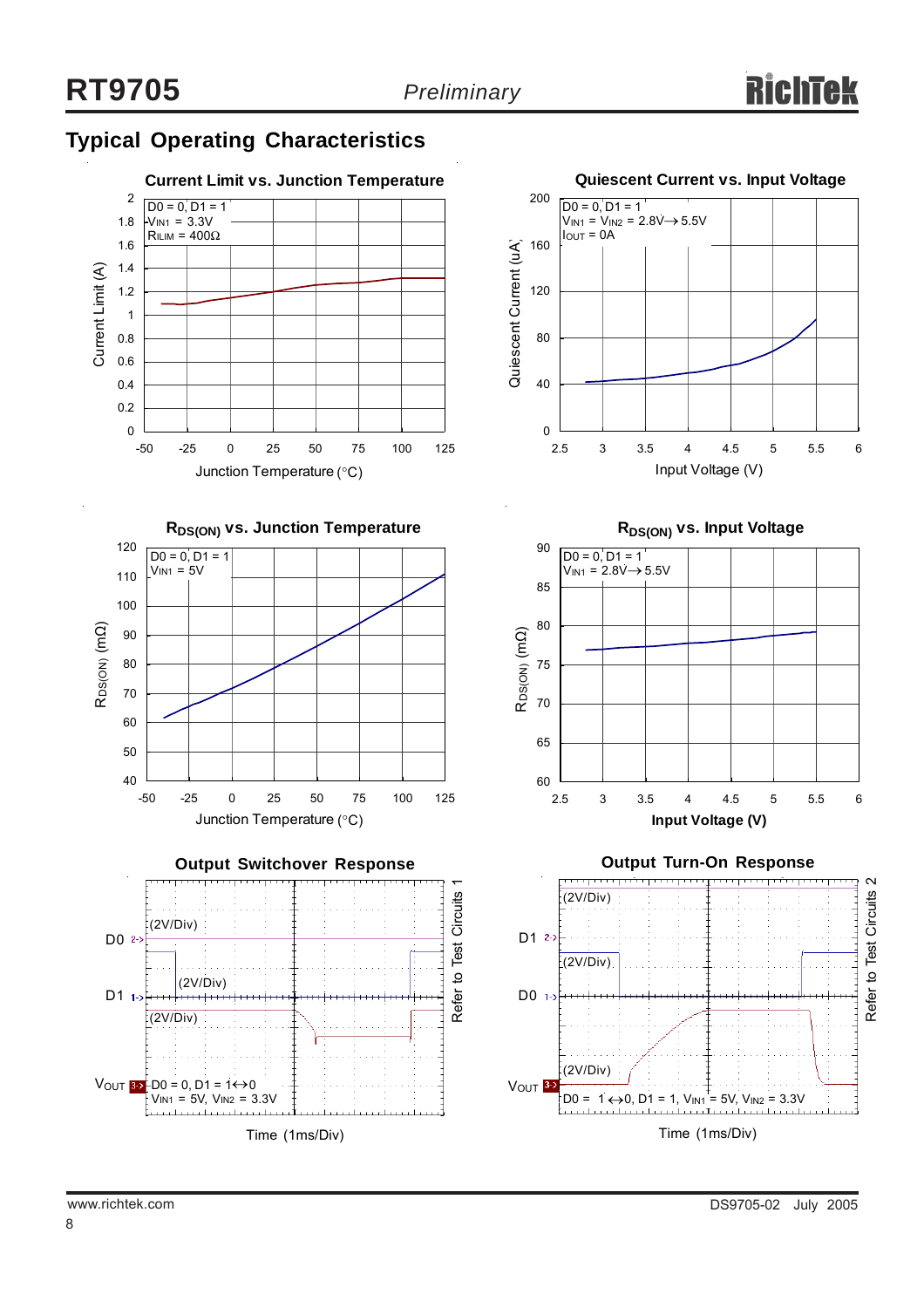## Typical Operating Characteristics

**Current Limit vs. Junction Temperature**

D0 = 0, D1 = 1
$V_{IN1}$ = 3.3V
$R_{ILIM}$ = 400Ω

Current Limit (A)
2
1.8
1.6
1.4
1.2
1
0.8
0.6
0.4
0.2
0
-50 -25 0 25 50 75 100 125
Junction Temperature (°C)

**Quiescent Current vs. Input Voltage**

D0 = 0, D1 = 1
$V_{IN1}$ = $V_{IN2}$ = 2.8V→5.5V
$I_{OUT}$ = 0A

Quiescent Current (uA)
200
160
120
80
40
0
2.5 3 3.5 4 4.5 5 5.5 6
Input Voltage (V)

**$R_{DS(ON)}$ vs. Junction Temperature**

D0 = 0, D1 = 1
$V_{IN1}$ = 5V

$R_{DS(ON)}$ (mΩ)
120
110
100
90
80
70
60
50
40
-50 -25 0 25 50 75 100 125
Junction Temperature (°C)

**$R_{DS(ON)}$ vs. Input Voltage**

D0 = 0, D1 = 1
$V_{IN1}$ = 2.8V→5.5V

$R_{DS(ON)}$ (mΩ)
90
85
80
75
70
65
60
2.5 3 3.5 4 4.5 5 5.5 6
Input Voltage (V)

**Output Switchover Response**

Refer to Test Circuits 1

D0 (2V/Div)
D1 (2V/Div)
$V_{OUT}$ (2V/Div)
D0 = 0, D1 = 1↔0
$V_{IN1}$ = 5V, $V_{IN2}$ = 3.3V

Time (1ms/Div)

**Output Turn-On Response**

Refer to Test Circuits 2

D1 (2V/Div)
D0 (2V/Div)
$V_{OUT}$ (2V/Div)
D0 = 1↔0, D1 = 1, $V_{IN1}$ = 5V, $V_{IN2}$ = 3.3V

Time (1ms/Div)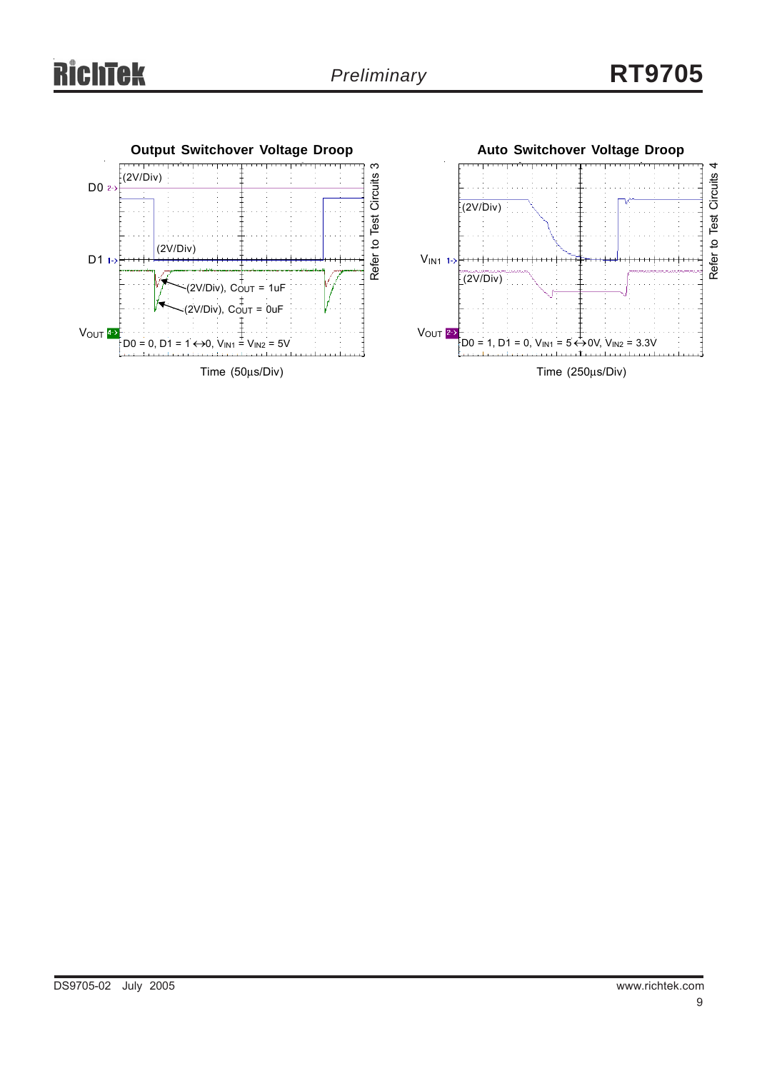**Output Switchover Voltage Droop**

D0 (2V/Div)

D1 (2V/Div)

$V_{OUT}$ (2V/Div), $C_{OUT}$ = 1uF

(2V/Div), $C_{OUT}$ = 0uF

D0 = 0, D1 = 1 ↔ 0, $V_{IN1}$ = $V_{IN2}$ = 5V

Time (50μs/Div)

Refer to Test Circuits 3

**Auto Switchover Voltage Droop**

$V_{IN1}$ (2V/Div)

$V_{OUT}$ (2V/Div)

D0 = 1, D1 = 0, $V_{IN1}$ = 5 ↔ 0V, $V_{IN2}$ = 3.3V

Time (250μs/Div)

Refer to Test Circuits 4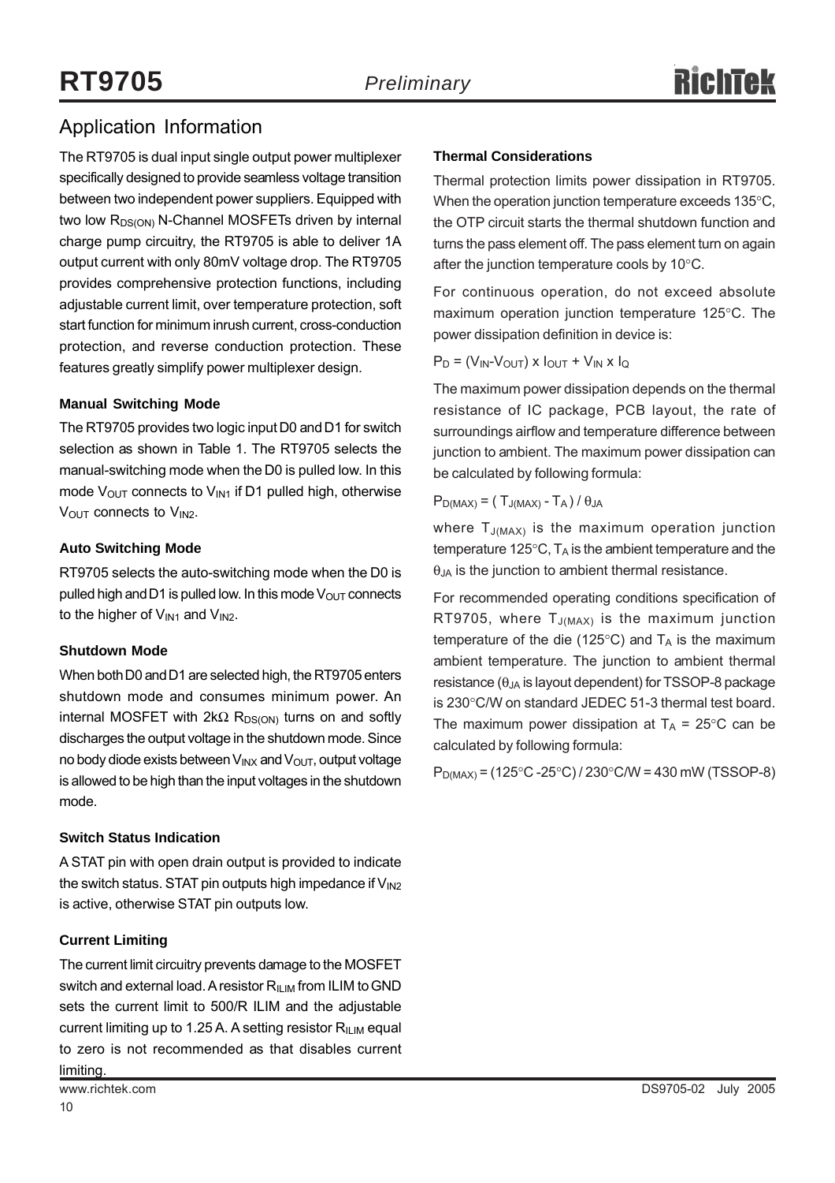## Application Information

The RT9705 is dual input single output power multiplexer specifically designed to provide seamless voltage transition between two independent power suppliers. Equipped with two low $R_{DS(ON)}$ N-Channel MOSFETs driven by internal charge pump circuitry, the RT9705 is able to deliver 1A output current with only 80mV voltage drop. The RT9705 provides comprehensive protection functions, including adjustable current limit, over temperature protection, soft start function for minimum inrush current, cross-conduction protection, and reverse conduction protection. These features greatly simplify power multiplexer design.

### Manual Switching Mode

The RT9705 provides two logic input D0 and D1 for switch selection as shown in Table 1. The RT9705 selects the manual-switching mode when the D0 is pulled low. In this mode $V_{OUT}$ connects to $V_{IN1}$ if D1 pulled high, otherwise $V_{OUT}$ connects to $V_{IN2}$.

### Auto Switching Mode

RT9705 selects the auto-switching mode when the D0 is pulled high and D1 is pulled low. In this mode $V_{OUT}$ connects to the higher of $V_{IN1}$ and $V_{IN2}$.

### Shutdown Mode

When both D0 and D1 are selected high, the RT9705 enters shutdown mode and consumes minimum power. An internal MOSFET with 2kΩ $R_{DS(ON)}$ turns on and softly discharges the output voltage in the shutdown mode. Since no body diode exists between $V_{INX}$ and $V_{OUT}$, output voltage is allowed to be high than the input voltages in the shutdown mode.

### Switch Status Indication

A STAT pin with open drain output is provided to indicate the switch status. STAT pin outputs high impedance if $V_{IN2}$ is active, otherwise STAT pin outputs low.

### Current Limiting

The current limit circuitry prevents damage to the MOSFET switch and external load. A resistor $R_{ILIM}$ from ILIM to GND sets the current limit to 500/R ILIM and the adjustable current limiting up to 1.25 A. A setting resistor $R_{ILIM}$ equal to zero is not recommended as that disables current limiting.

### Thermal Considerations

Thermal protection limits power dissipation in RT9705. When the operation junction temperature exceeds 135°C, the OTP circuit starts the thermal shutdown function and turns the pass element off. The pass element turn on again after the junction temperature cools by 10°C.

For continuous operation, do not exceed absolute maximum operation junction temperature 125°C. The power dissipation definition in device is:

$P_D = (V_{IN}-V_{OUT}) \times I_{OUT} + V_{IN} \times I_Q$

The maximum power dissipation depends on the thermal resistance of IC package, PCB layout, the rate of surroundings airflow and temperature difference between junction to ambient. The maximum power dissipation can be calculated by following formula:

$P_{D(MAX)} = ( T_{J(MAX)} - T_A ) / \theta_{JA}$

where $T_{J(MAX)}$ is the maximum operation junction temperature 125°C, $T_A$ is the ambient temperature and the $\theta_{JA}$ is the junction to ambient thermal resistance.

For recommended operating conditions specification of RT9705, where $T_{J(MAX)}$ is the maximum junction temperature of the die (125°C) and $T_A$ is the maximum ambient temperature. The junction to ambient thermal resistance ($\theta_{JA}$ is layout dependent) for TSSOP-8 package is 230°C/W on standard JEDEC 51-3 thermal test board. The maximum power dissipation at $T_A$ = 25°C can be calculated by following formula:

$P_{D(MAX)}$ = (125°C -25°C) / 230°C/W = 430 mW (TSSOP-8)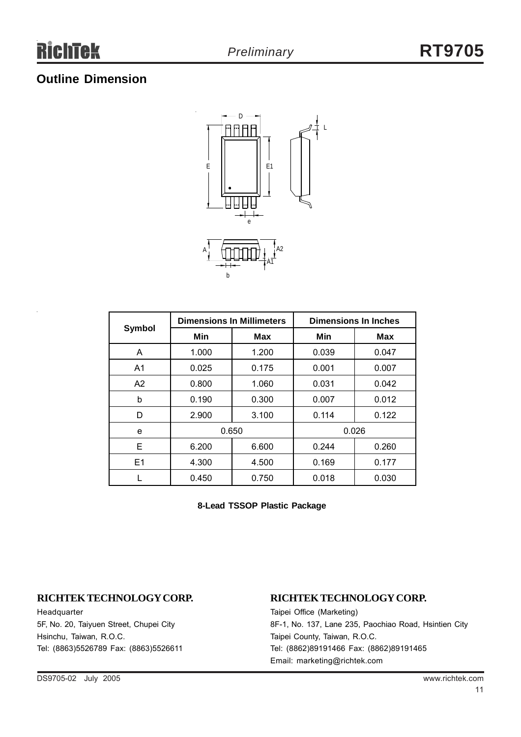## Outline Dimension

D

L

E

E1

e

A

A2

A1

b

| Symbol | Dimensions In Millimeters | | Dimensions In Inches | |
|---|---|---|---|---|
| | Min | Max | Min | Max |
| A | 1.000 | 1.200 | 0.039 | 0.047 |
| A1 | 0.025 | 0.175 | 0.001 | 0.007 |
| A2 | 0.800 | 1.060 | 0.031 | 0.042 |
| b | 0.190 | 0.300 | 0.007 | 0.012 |
| D | 2.900 | 3.100 | 0.114 | 0.122 |
| e | 0.650 | | 0.026 | |
| E | 6.200 | 6.600 | 0.244 | 0.260 |
| E1 | 4.300 | 4.500 | 0.169 | 0.177 |
| L | 0.450 | 0.750 | 0.018 | 0.030 |

**8-Lead TSSOP Plastic Package**

**RICHTEK TECHNOLOGY CORP.**

Headquarter
5F, No. 20, Taiyuen Street, Chupei City
Hsinchu, Taiwan, R.O.C.
Tel: (8863)5526789 Fax: (8863)5526611

**RICHTEK TECHNOLOGY CORP.**

Taipei Office (Marketing)
8F-1, No. 137, Lane 235, Paochiao Road, Hsintien City
Taipei County, Taiwan, R.O.C.
Tel: (8862)89191466 Fax: (8862)89191465
Email: marketing@richtek.com